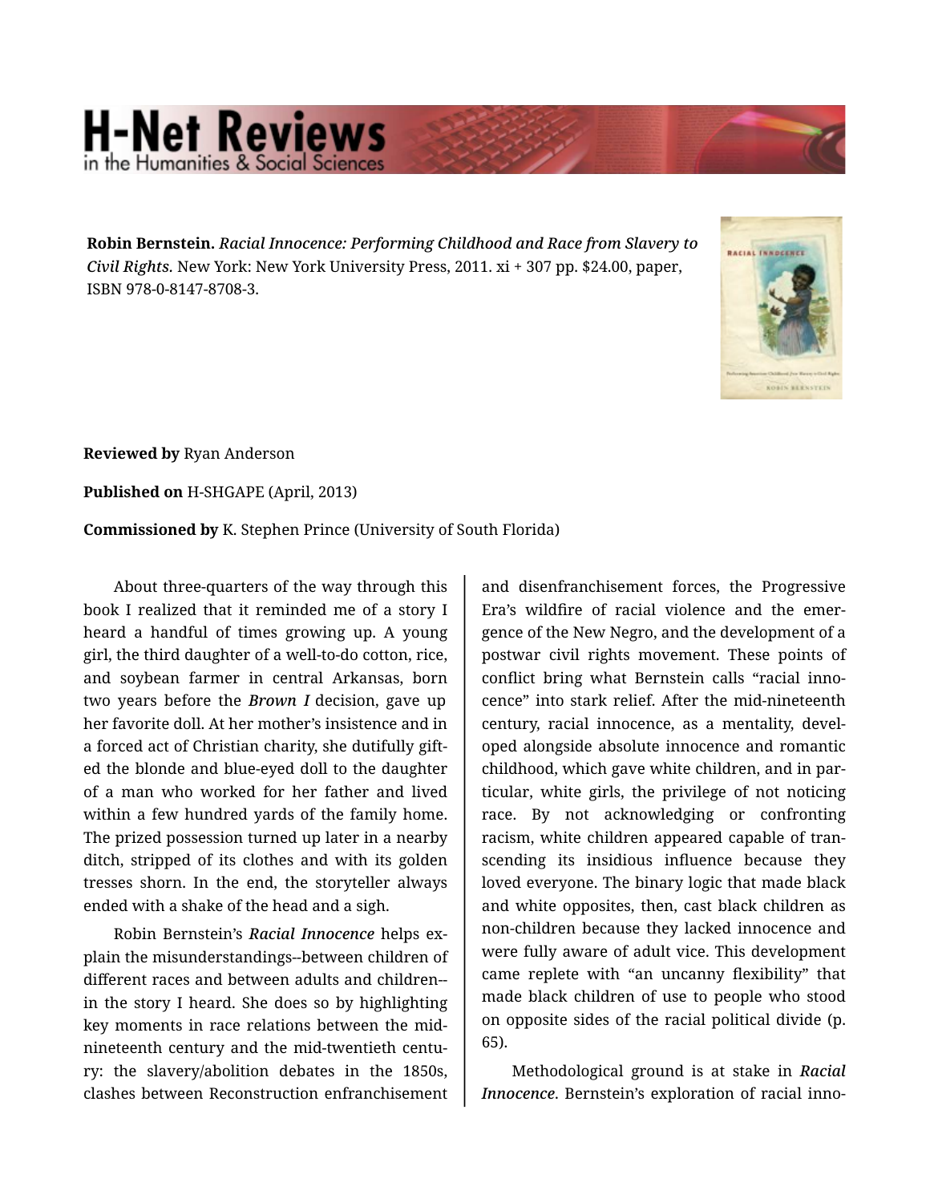**Robin Bernstein.** *Racial Innocence: Performing Childhood and Race from Slavery to Civil Rights.* New York: New York University Press, 2011. xi + 307 pp. $24.00, paper, ISBN 978-0-8147-8708-3.

**Reviewed by** Ryan Anderson

**Published on** H-SHGAPE (April, 2013)

**Commissioned by** K. Stephen Prince (University of South Florida)

About three-quarters of the way through this book I realized that it reminded me of a story I heard a handful of times growing up. A young girl, the third daughter of a well-to-do cotton, rice, and soybean farmer in central Arkansas, born two years before the ***Brown I*** decision, gave up her favorite doll. At her mother's insistence and in a forced act of Christian charity, she dutifully gifted the blonde and blue-eyed doll to the daughter of a man who worked for her father and lived within a few hundred yards of the family home. The prized possession turned up later in a nearby ditch, stripped of its clothes and with its golden tresses shorn. In the end, the storyteller always ended with a shake of the head and a sigh.

Robin Bernstein's ***Racial Innocence*** helps explain the misunderstandings--between children of different races and between adults and children--in the story I heard. She does so by highlighting key moments in race relations between the mid-nineteenth century and the mid-twentieth century: the slavery/abolition debates in the 1850s, clashes between Reconstruction enfranchisement and disenfranchisement forces, the Progressive Era's wildfire of racial violence and the emergence of the New Negro, and the development of a postwar civil rights movement. These points of conflict bring what Bernstein calls "racial innocence" into stark relief. After the mid-nineteenth century, racial innocence, as a mentality, developed alongside absolute innocence and romantic childhood, which gave white children, and in particular, white girls, the privilege of not noticing race. By not acknowledging or confronting racism, white children appeared capable of transcending its insidious influence because they loved everyone. The binary logic that made black and white opposites, then, cast black children as non-children because they lacked innocence and were fully aware of adult vice. This development came replete with "an uncanny flexibility" that made black children of use to people who stood on opposite sides of the racial political divide (p. 65).

Methodological ground is at stake in ***Racial Innocence***. Bernstein's exploration of racial inno-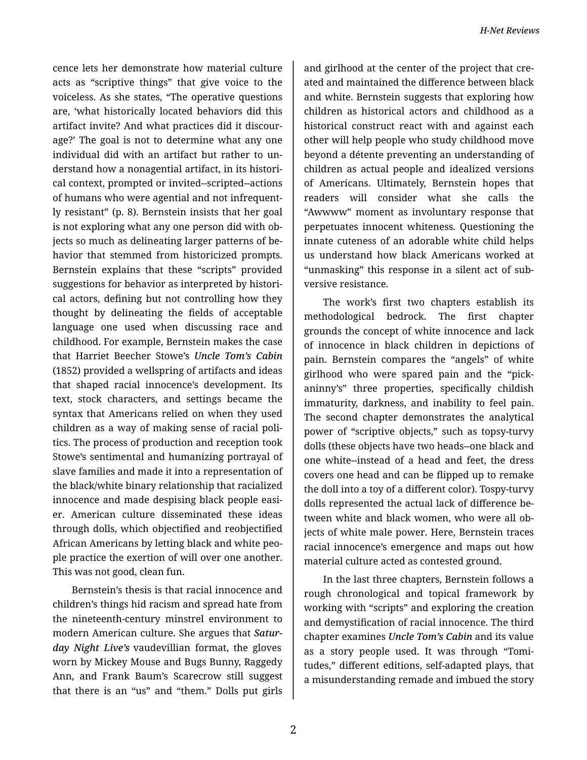cence lets her demonstrate how material culture acts as “scriptive things” that give voice to the voiceless. As she states, “The operative questions are, ‘what historically located behaviors did this artifact invite? And what practices did it discourage?’ The goal is not to determine what any one individual did with an artifact but rather to understand how a nonagential artifact, in its historical context, prompted or invited--scripted--actions of humans who were agential and not infrequently resistant” (p. 8). Bernstein insists that her goal is not exploring what any one person did with objects so much as delineating larger patterns of behavior that stemmed from historicized prompts. Bernstein explains that these “scripts” provided suggestions for behavior as interpreted by historical actors, defining but not controlling how they thought by delineating the fields of acceptable language one used when discussing race and childhood. For example, Bernstein makes the case that Harriet Beecher Stowe’s ***Uncle Tom’s Cabin*** (1852) provided a wellspring of artifacts and ideas that shaped racial innocence’s development. Its text, stock characters, and settings became the syntax that Americans relied on when they used children as a way of making sense of racial politics. The process of production and reception took Stowe’s sentimental and humanizing portrayal of slave families and made it into a representation of the black/white binary relationship that racialized innocence and made despising black people easier. American culture disseminated these ideas through dolls, which objectified and reobjectified African Americans by letting black and white people practice the exertion of will over one another. This was not good, clean fun.

Bernstein’s thesis is that racial innocence and children’s things hid racism and spread hate from the nineteenth-century minstrel environment to modern American culture. She argues that ***Saturday Night Live’s*** vaudevillian format, the gloves worn by Mickey Mouse and Bugs Bunny, Raggedy Ann, and Frank Baum’s Scarecrow still suggest that there is an “us” and “them.” Dolls put girls and girlhood at the center of the project that created and maintained the difference between black and white. Bernstein suggests that exploring how children as historical actors and childhood as a historical construct react with and against each other will help people who study childhood move beyond a détente preventing an understanding of children as actual people and idealized versions of Americans. Ultimately, Bernstein hopes that readers will consider what she calls the “Awwww” moment as involuntary response that perpetuates innocent whiteness. Questioning the innate cuteness of an adorable white child helps us understand how black Americans worked at “unmasking” this response in a silent act of subversive resistance.

The work’s first two chapters establish its methodological bedrock. The first chapter grounds the concept of white innocence and lack of innocence in black children in depictions of pain. Bernstein compares the “angels” of white girlhood who were spared pain and the “pickaninny’s” three properties, specifically childish immaturity, darkness, and inability to feel pain. The second chapter demonstrates the analytical power of “scriptive objects,” such as topsy-turvy dolls (these objects have two heads--one black and one white--instead of a head and feet, the dress covers one head and can be flipped up to remake the doll into a toy of a different color). Tospy-turvy dolls represented the actual lack of difference between white and black women, who were all objects of white male power. Here, Bernstein traces racial innocence’s emergence and maps out how material culture acted as contested ground.

In the last three chapters, Bernstein follows a rough chronological and topical framework by working with “scripts” and exploring the creation and demystification of racial innocence. The third chapter examines ***Uncle Tom’s Cabin*** and its value as a story people used. It was through “Tomitudes,” different editions, self-adapted plays, that a misunderstanding remade and imbued the story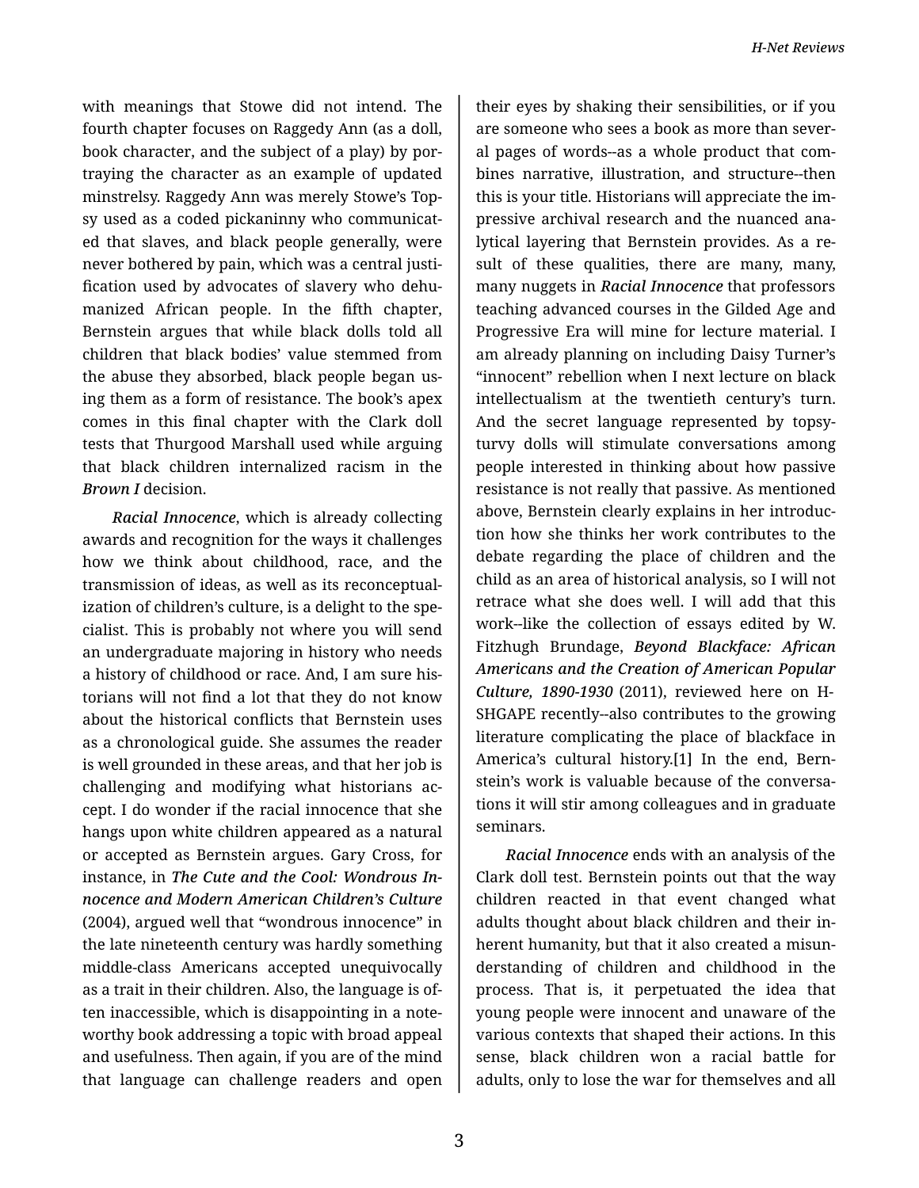with meanings that Stowe did not intend. The fourth chapter focuses on Raggedy Ann (as a doll, book character, and the subject of a play) by portraying the character as an example of updated minstrelsy. Raggedy Ann was merely Stowe's Topsy used as a coded pickaninny who communicated that slaves, and black people generally, were never bothered by pain, which was a central justification used by advocates of slavery who dehumanized African people. In the fifth chapter, Bernstein argues that while black dolls told all children that black bodies' value stemmed from the abuse they absorbed, black people began using them as a form of resistance. The book's apex comes in this final chapter with the Clark doll tests that Thurgood Marshall used while arguing that black children internalized racism in the *Brown I* decision.

*Racial Innocence*, which is already collecting awards and recognition for the ways it challenges how we think about childhood, race, and the transmission of ideas, as well as its reconceptualization of children's culture, is a delight to the specialist. This is probably not where you will send an undergraduate majoring in history who needs a history of childhood or race. And, I am sure historians will not find a lot that they do not know about the historical conflicts that Bernstein uses as a chronological guide. She assumes the reader is well grounded in these areas, and that her job is challenging and modifying what historians accept. I do wonder if the racial innocence that she hangs upon white children appeared as a natural or accepted as Bernstein argues. Gary Cross, for instance, in ***The Cute and the Cool: Wondrous Innocence and Modern American Children's Culture*** (2004), argued well that "wondrous innocence" in the late nineteenth century was hardly something middle-class Americans accepted unequivocally as a trait in their children. Also, the language is often inaccessible, which is disappointing in a noteworthy book addressing a topic with broad appeal and usefulness. Then again, if you are of the mind that language can challenge readers and open their eyes by shaking their sensibilities, or if you are someone who sees a book as more than several pages of words--as a whole product that combines narrative, illustration, and structure--then this is your title. Historians will appreciate the impressive archival research and the nuanced analytical layering that Bernstein provides. As a result of these qualities, there are many, many, many nuggets in ***Racial Innocence*** that professors teaching advanced courses in the Gilded Age and Progressive Era will mine for lecture material. I am already planning on including Daisy Turner's "innocent" rebellion when I next lecture on black intellectualism at the twentieth century's turn. And the secret language represented by topsy-turvy dolls will stimulate conversations among people interested in thinking about how passive resistance is not really that passive. As mentioned above, Bernstein clearly explains in her introduction how she thinks her work contributes to the debate regarding the place of children and the child as an area of historical analysis, so I will not retrace what she does well. I will add that this work--like the collection of essays edited by W. Fitzhugh Brundage, ***Beyond Blackface: African Americans and the Creation of American Popular Culture, 1890-1930*** (2011), reviewed here on H-SHGAPE recently--also contributes to the growing literature complicating the place of blackface in America's cultural history.[1] In the end, Bernstein's work is valuable because of the conversations it will stir among colleagues and in graduate seminars.

*Racial Innocence* ends with an analysis of the Clark doll test. Bernstein points out that the way children reacted in that event changed what adults thought about black children and their inherent humanity, but that it also created a misunderstanding of children and childhood in the process. That is, it perpetuated the idea that young people were innocent and unaware of the various contexts that shaped their actions. In this sense, black children won a racial battle for adults, only to lose the war for themselves and all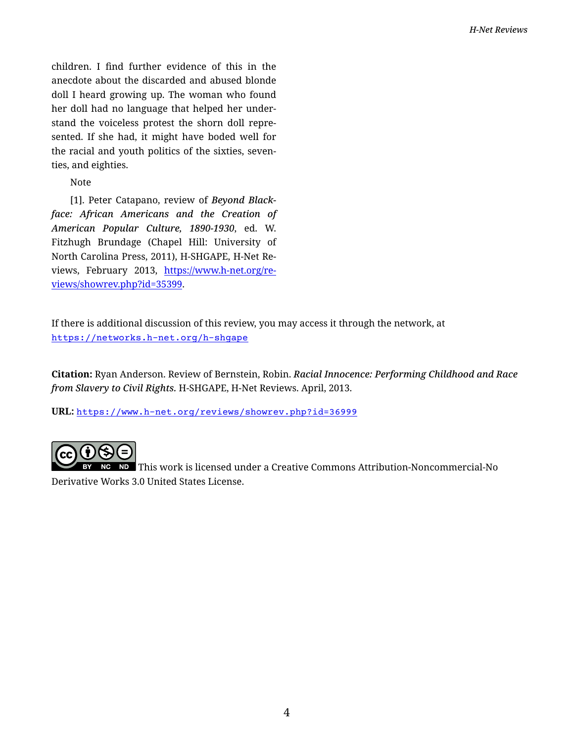children. I find further evidence of this in the anecdote about the discarded and abused blonde doll I heard growing up. The woman who found her doll had no language that helped her understand the voiceless protest the shorn doll represented. If she had, it might have boded well for the racial and youth politics of the sixties, seventies, and eighties.

Note

[1]. Peter Catapano, review of ***Beyond Blackface: African Americans and the Creation of American Popular Culture, 1890-1930***, ed. W. Fitzhugh Brundage (Chapel Hill: University of North Carolina Press, 2011), H-SHGAPE, H-Net Reviews, February 2013, https://www.h-net.org/reviews/showrev.php?id=35399.

If there is additional discussion of this review, you may access it through the network, at https://networks.h-net.org/h-shgape

**Citation:** Ryan Anderson. Review of Bernstein, Robin. ***Racial Innocence: Performing Childhood and Race*** *from Slavery to Civil Rights*. H-SHGAPE, H-Net Reviews. April, 2013.

**URL:** https://www.h-net.org/reviews/showrev.php?id=36999

This work is licensed under a Creative Commons Attribution-Noncommercial-No Derivative Works 3.0 United States License.